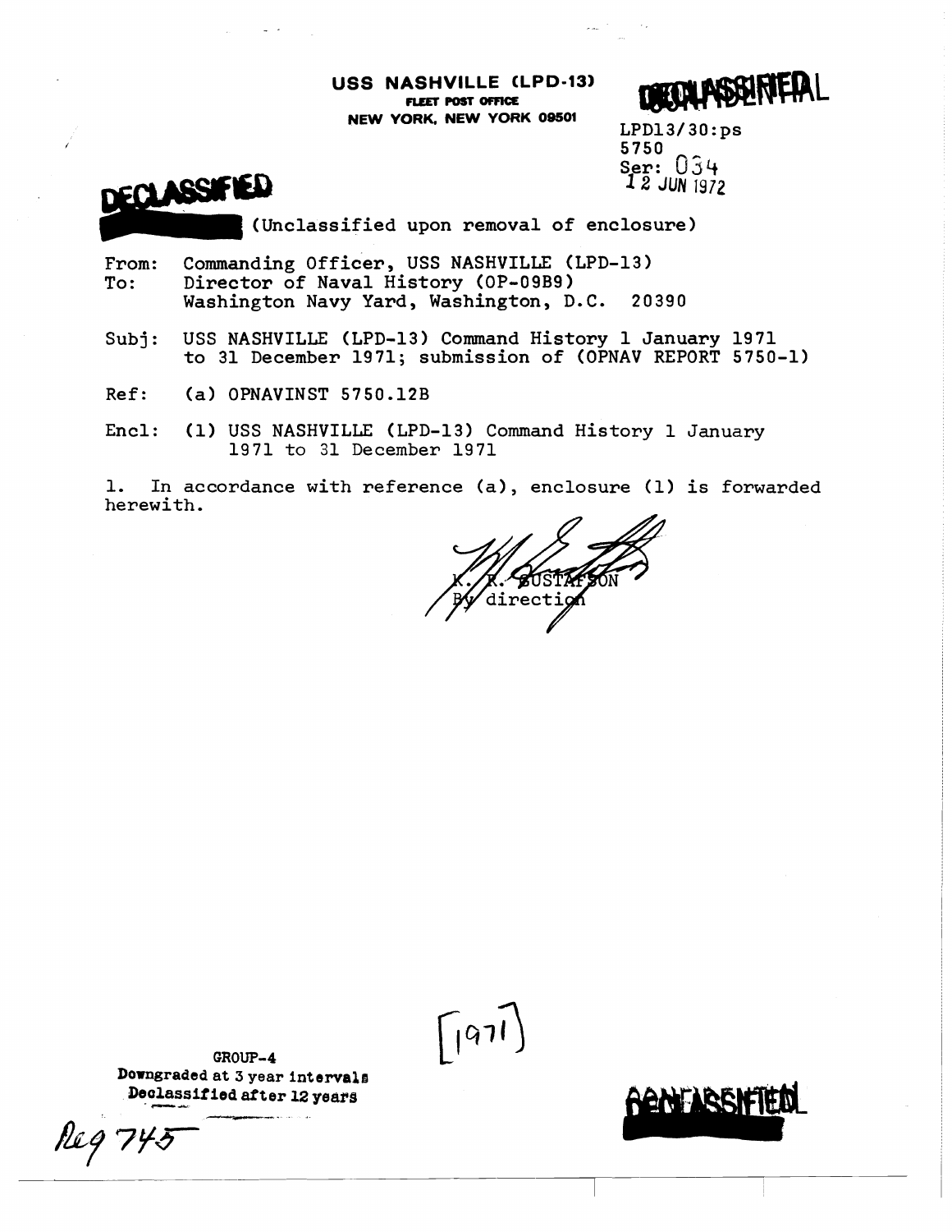**USS NASHVILLE (LPD-13)**
**FLEET POST OFFICE**
**NEW YORK, NEW YORK 09501**

DECLASSIFIED

LPD13/30:ps
5750
Ser: 034
12 JUN 1972

DECLASSIFIED

(Unclassified upon removal of enclosure)

From: Commanding Officer, USS NASHVILLE (LPD-13)
To: Director of Naval History (OP-09B9)
Washington Navy Yard, Washington, D.C. 20390

Subj: USS NASHVILLE (LPD-13) Command History 1 January 1971 to 31 December 1971; submission of (OPNAV REPORT 5750-1)

Ref: (a) OPNAVINST 5750.12B

Encl: (1) USS NASHVILLE (LPD-13) Command History 1 January 1971 to 31 December 1971

1. In accordance with reference (a), enclosure (1) is forwarded herewith.

K. R. GUSTAFSON
By direction

[1971]

GROUP-4
Downgraded at 3 year intervals
Declassified after 12 years

Reg 745

DECLASSIFIED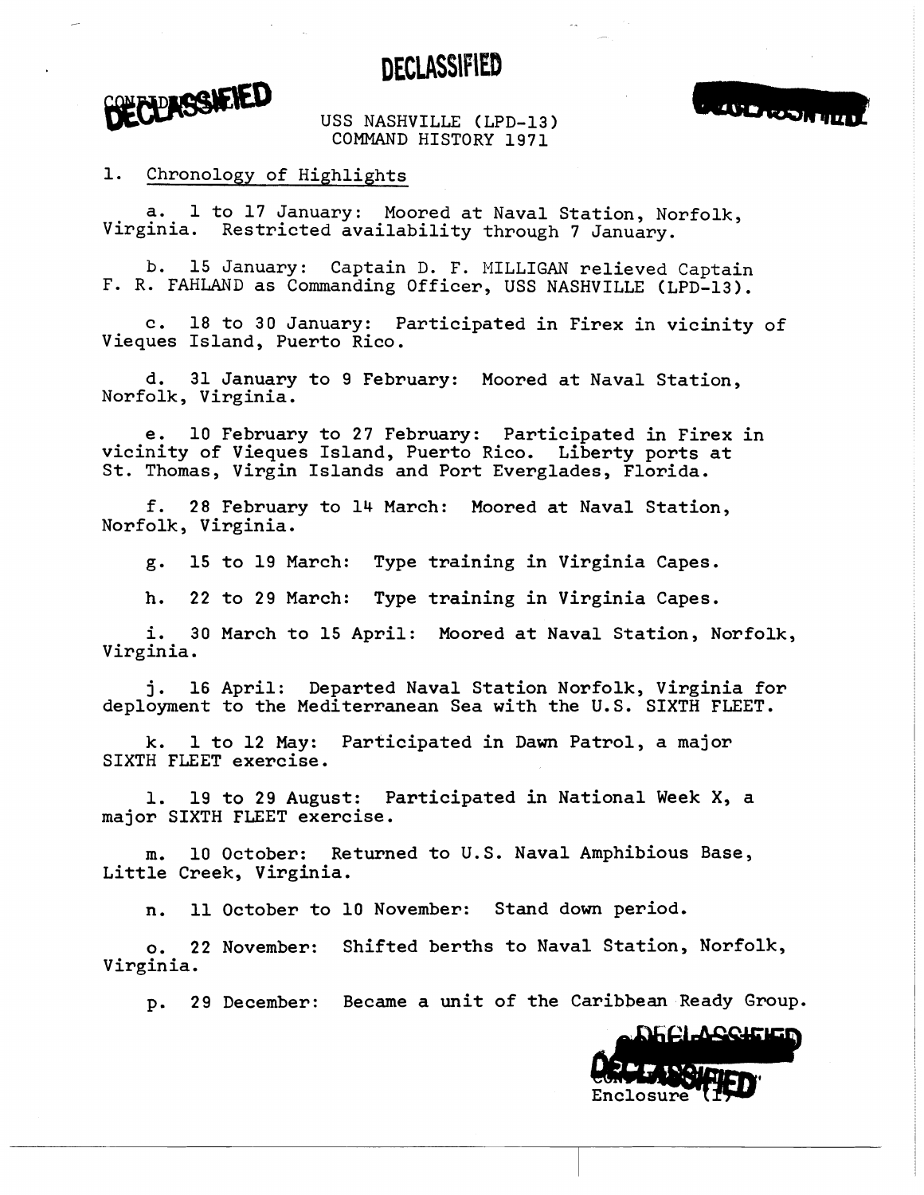DECLASSIFIED

DECLASSIFIED

USS NASHVILLE (LPD-13)
COMMAND HISTORY 1971

1. Chronology of Highlights

a. 1 to 17 January: Moored at Naval Station, Norfolk, Virginia. Restricted availability through 7 January.

b. 15 January: Captain D. F. MILLIGAN relieved Captain F. R. FAHLAND as Commanding Officer, USS NASHVILLE (LPD-13).

c. 18 to 30 January: Participated in Firex in vicinity of Vieques Island, Puerto Rico.

d. 31 January to 9 February: Moored at Naval Station, Norfolk, Virginia.

e. 10 February to 27 February: Participated in Firex in vicinity of Vieques Island, Puerto Rico. Liberty ports at St. Thomas, Virgin Islands and Port Everglades, Florida.

f. 28 February to 14 March: Moored at Naval Station, Norfolk, Virginia.

g. 15 to 19 March: Type training in Virginia Capes.

h. 22 to 29 March: Type training in Virginia Capes.

i. 30 March to 15 April: Moored at Naval Station, Norfolk, Virginia.

j. 16 April: Departed Naval Station Norfolk, Virginia for deployment to the Mediterranean Sea with the U.S. SIXTH FLEET.

k. 1 to 12 May: Participated in Dawn Patrol, a major SIXTH FLEET exercise.

l. 19 to 29 August: Participated in National Week X, a major SIXTH FLEET exercise.

m. 10 October: Returned to U.S. Naval Amphibious Base, Little Creek, Virginia.

n. 11 October to 10 November: Stand down period.

o. 22 November: Shifted berths to Naval Station, Norfolk, Virginia.

p. 29 December: Became a unit of the Caribbean Ready Group.

DECLASSIFIED
Enclosure (1)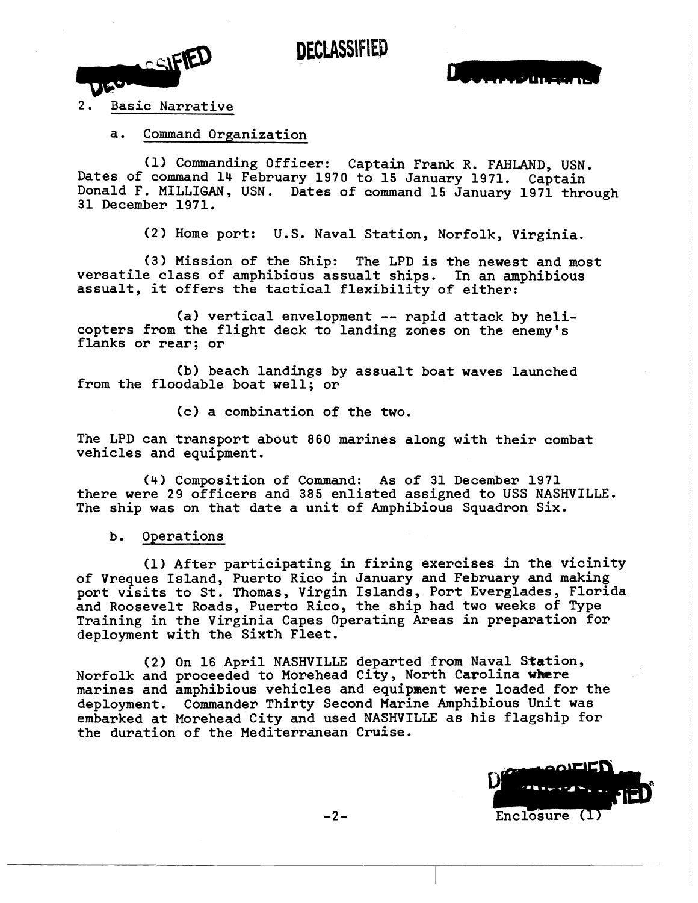## 2. Basic Narrative

### a. Command Organization

(1) Commanding Officer: Captain Frank R. FAHLAND, USN. Dates of command 14 February 1970 to 15 January 1971. Captain Donald F. MILLIGAN, USN. Dates of command 15 January 1971 through 31 December 1971.

(2) Home port: U.S. Naval Station, Norfolk, Virginia.

(3) Mission of the Ship: The LPD is the newest and most versatile class of amphibious assault ships. In an amphibious assault, it offers the tactical flexibility of either:

(a) vertical envelopment -- rapid attack by helicopters from the flight deck to landing zones on the enemy's flanks or rear; or

(b) beach landings by assault boat waves launched from the floodable boat well; or

(c) a combination of the two.

The LPD can transport about 860 marines along with their combat vehicles and equipment.

(4) Composition of Command: As of 31 December 1971 there were 29 officers and 385 enlisted assigned to USS NASHVILLE. The ship was on that date a unit of Amphibious Squadron Six.

### b. Operations

(1) After participating in firing exercises in the vicinity of Vreques Island, Puerto Rico in January and February and making port visits to St. Thomas, Virgin Islands, Port Everglades, Florida and Roosevelt Roads, Puerto Rico, the ship had two weeks of Type Training in the Virginia Capes Operating Areas in preparation for deployment with the Sixth Fleet.

(2) On 16 April NASHVILLE departed from Naval Station, Norfolk and proceeded to Morehead City, North Carolina where marines and amphibious vehicles and equipment were loaded for the deployment. Commander Thirty Second Marine Amphibious Unit was embarked at Morehead City and used NASHVILLE as his flagship for the duration of the Mediterranean Cruise.

Enclosure (1)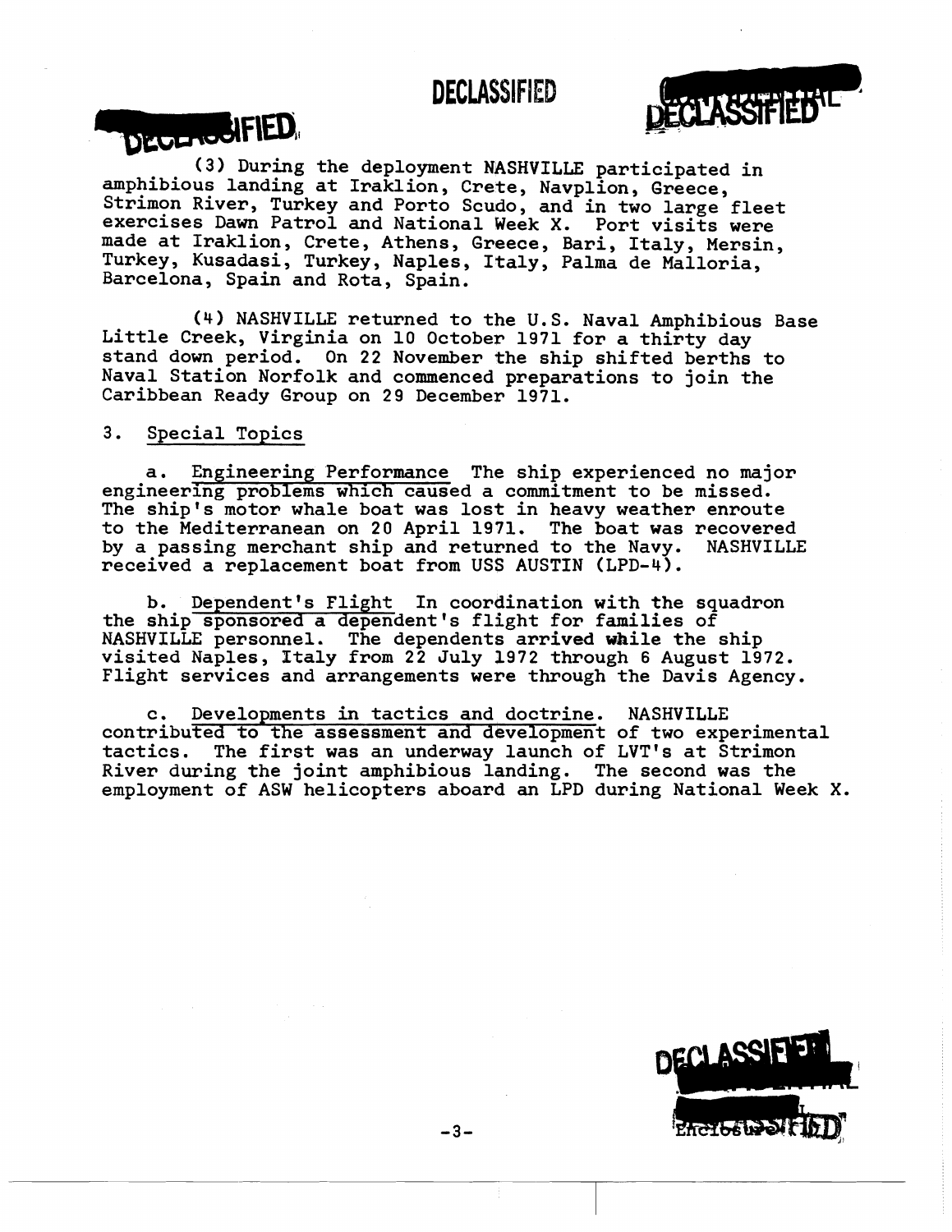DECLASSIFIED

(3) During the deployment NASHVILLE participated in amphibious landing at Iraklion, Crete, Navplion, Greece, Strimon River, Turkey and Porto Scudo, and in two large fleet exercises Dawn Patrol and National Week X. Port visits were made at Iraklion, Crete, Athens, Greece, Bari, Italy, Mersin, Turkey, Kusadasi, Turkey, Naples, Italy, Palma de Malloria, Barcelona, Spain and Rota, Spain.

(4) NASHVILLE returned to the U.S. Naval Amphibious Base Little Creek, Virginia on 10 October 1971 for a thirty day stand down period. On 22 November the ship shifted berths to Naval Station Norfolk and commenced preparations to join the Caribbean Ready Group on 29 December 1971.

3. Special Topics

a. Engineering Performance The ship experienced no major engineering problems which caused a commitment to be missed. The ship's motor whale boat was lost in heavy weather enroute to the Mediterranean on 20 April 1971. The boat was recovered by a passing merchant ship and returned to the Navy. NASHVILLE received a replacement boat from USS AUSTIN (LPD-4).

b. Dependent's Flight In coordination with the squadron the ship sponsored a dependent's flight for families of NASHVILLE personnel. The dependents arrived while the ship visited Naples, Italy from 22 July 1972 through 6 August 1972. Flight services and arrangements were through the Davis Agency.

c. Developments in tactics and doctrine. NASHVILLE contributed to the assessment and development of two experimental tactics. The first was an underway launch of LVT's at Strimon River during the joint amphibious landing. The second was the employment of ASW helicopters aboard an LPD during National Week X.

Enclosure